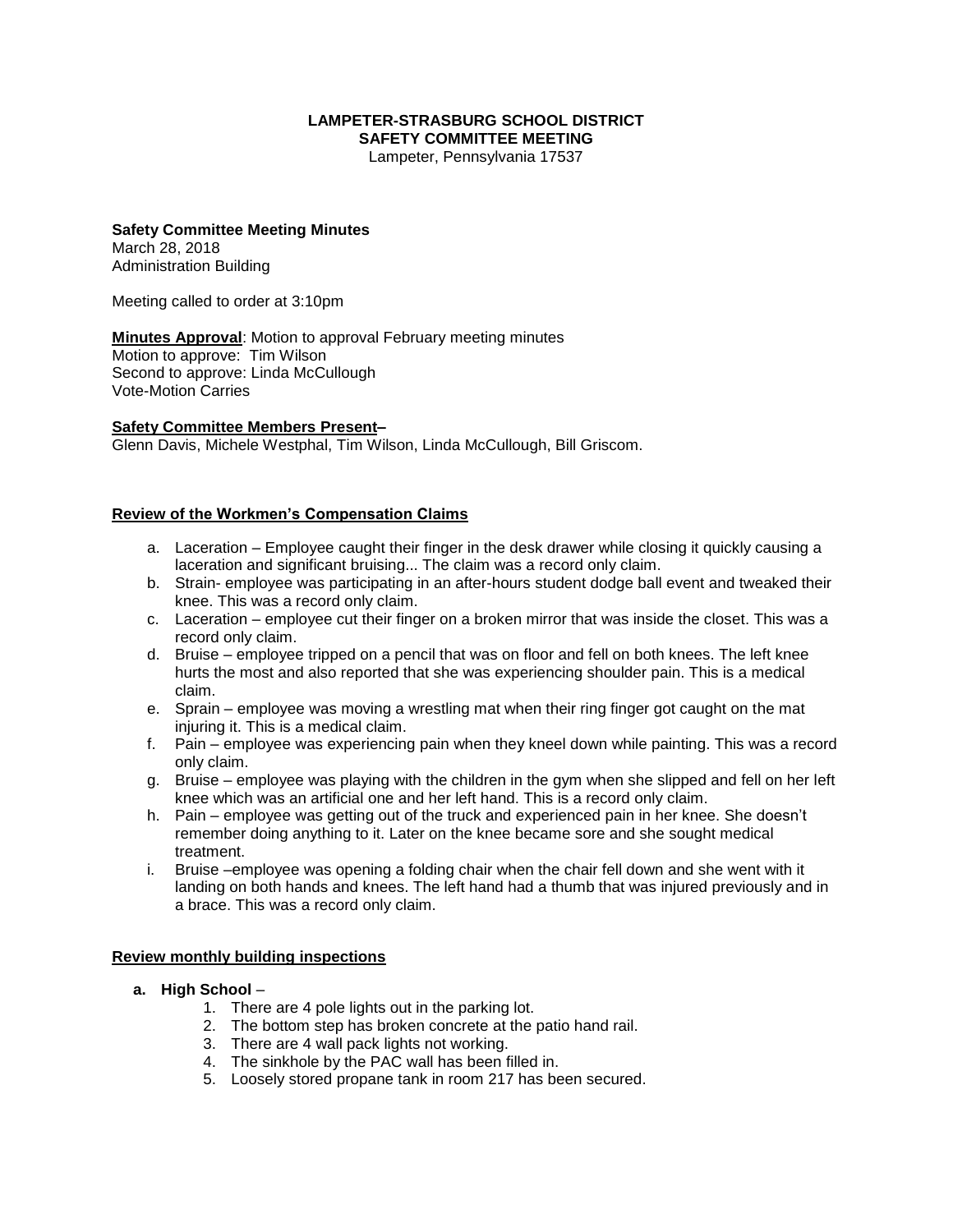**LAMPETER-STRASBURG SCHOOL DISTRICT**
**SAFETY COMMITTEE MEETING**
Lampeter, Pennsylvania 17537

**Safety Committee Meeting Minutes**
March 28, 2018
Administration Building

Meeting called to order at 3:10pm

**Minutes Approval**: Motion to approval February meeting minutes
Motion to approve: Tim Wilson
Second to approve: Linda McCullough
Vote-Motion Carries

**Safety Committee Members Present–**
Glenn Davis, Michele Westphal, Tim Wilson, Linda McCullough, Bill Griscom.

**Review of the Workmen's Compensation Claims**

a. Laceration – Employee caught their finger in the desk drawer while closing it quickly causing a laceration and significant bruising... The claim was a record only claim.
b. Strain- employee was participating in an after-hours student dodge ball event and tweaked their knee. This was a record only claim.
c. Laceration – employee cut their finger on a broken mirror that was inside the closet. This was a record only claim.
d. Bruise – employee tripped on a pencil that was on floor and fell on both knees. The left knee hurts the most and also reported that she was experiencing shoulder pain. This is a medical claim.
e. Sprain – employee was moving a wrestling mat when their ring finger got caught on the mat injuring it. This is a medical claim.
f. Pain – employee was experiencing pain when they kneel down while painting. This was a record only claim.
g. Bruise – employee was playing with the children in the gym when she slipped and fell on her left knee which was an artificial one and her left hand. This is a record only claim.
h. Pain – employee was getting out of the truck and experienced pain in her knee. She doesn't remember doing anything to it. Later on the knee became sore and she sought medical treatment.
i. Bruise –employee was opening a folding chair when the chair fell down and she went with it landing on both hands and knees. The left hand had a thumb that was injured previously and in a brace. This was a record only claim.

**Review monthly building inspections**

**a. High School** –

1. There are 4 pole lights out in the parking lot.
2. The bottom step has broken concrete at the patio hand rail.
3. There are 4 wall pack lights not working.
4. The sinkhole by the PAC wall has been filled in.
5. Loosely stored propane tank in room 217 has been secured.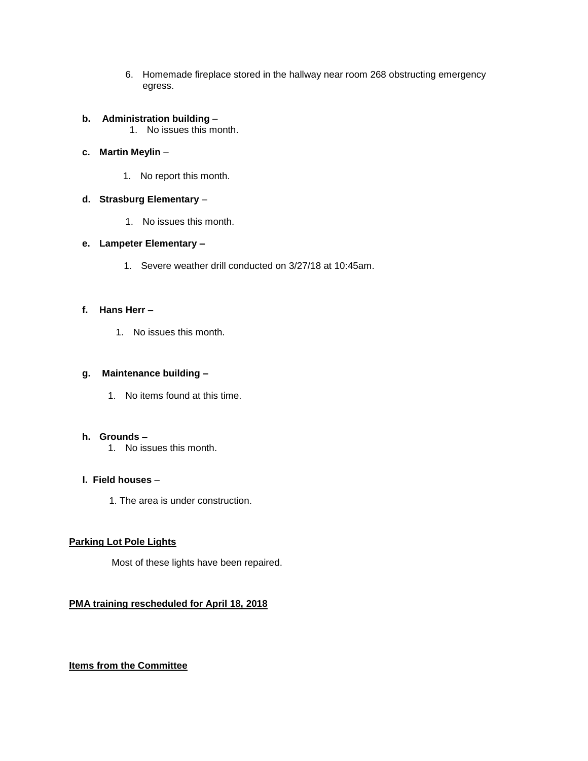6. Homemade fireplace stored in the hallway near room 268 obstructing emergency egress.

**b. Administration building** –

1. No issues this month.

**c. Martin Meylin** –

1. No report this month.

**d. Strasburg Elementary** –

1. No issues this month.

**e. Lampeter Elementary –**

1. Severe weather drill conducted on 3/27/18 at 10:45am.

**f. Hans Herr –**

1. No issues this month.

**g. Maintenance building –**

1. No items found at this time.

**h. Grounds –**

1. No issues this month.

**I. Field houses** –

1. The area is under construction.

**<u>Parking Lot Pole Lights</u>**

Most of these lights have been repaired.

**<u>PMA training rescheduled for April 18, 2018</u>**

**<u>Items from the Committee</u>**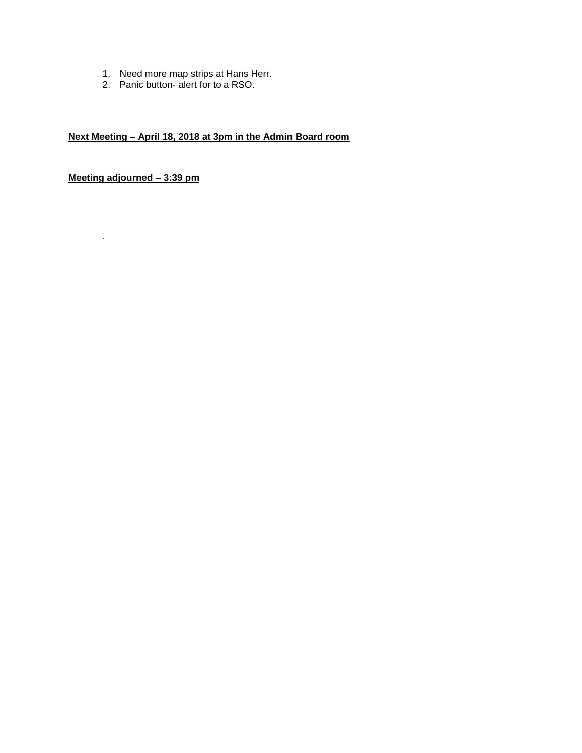1. Need more map strips at Hans Herr.
2. Panic button- alert for to a RSO.

**Next Meeting – April 18, 2018 at 3pm in the Admin Board room**

**Meeting adjourned – 3:39 pm**

.